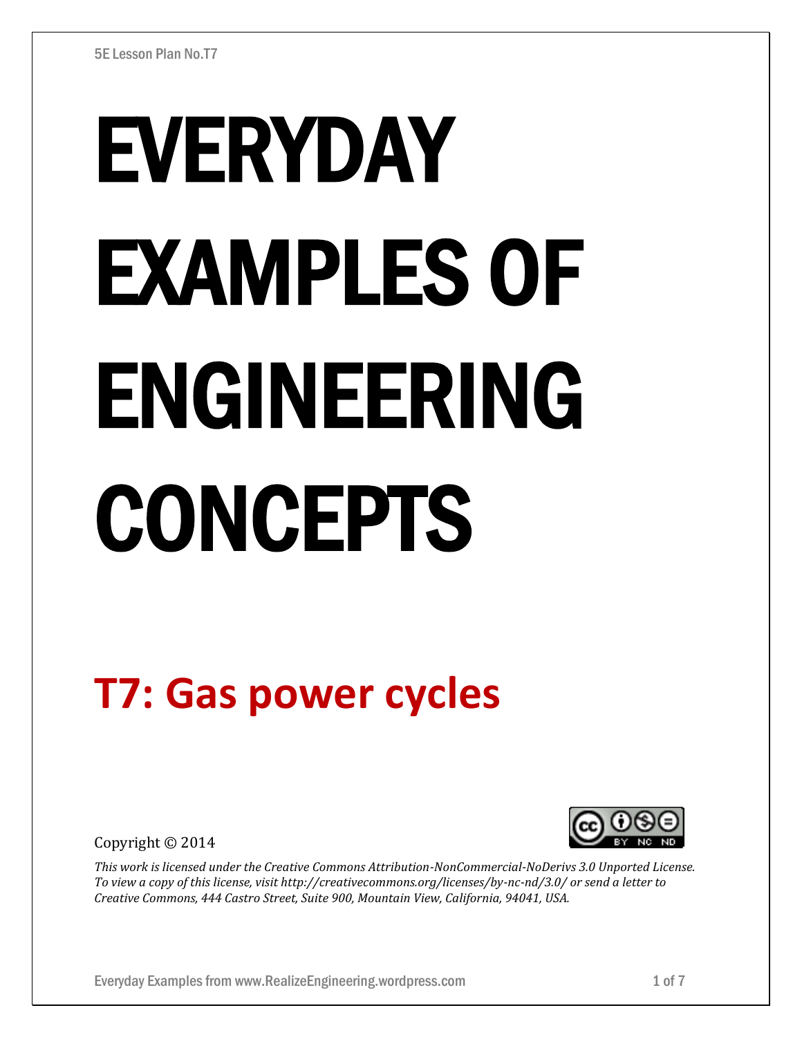# EVERYDAY EXAMPLES OF ENGINEERING CONCEPTS

## T7: Gas power cycles

Copyright © 2014

*This work is licensed under the Creative Commons Attribution-NonCommercial-NoDerivs 3.0 Unported License. To view a copy of this license, visit http://creativecommons.org/licenses/by-nc-nd/3.0/ or send a letter to Creative Commons, 444 Castro Street, Suite 900, Mountain View, California, 94041, USA.*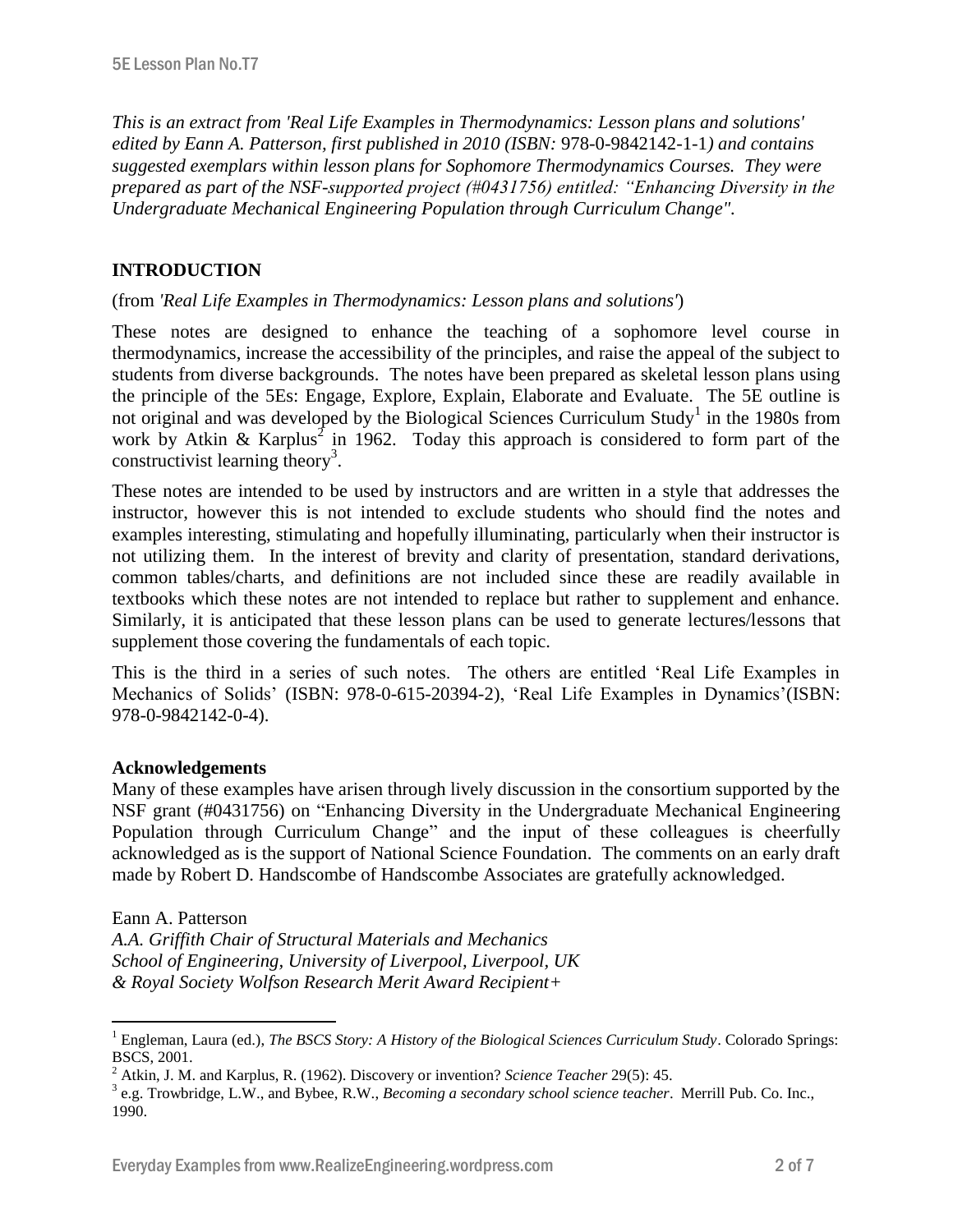*This is an extract from 'Real Life Examples in Thermodynamics: Lesson plans and solutions' edited by Eann A. Patterson, first published in 2010 (ISBN:* 978-0-9842142-1-1*) and contains suggested exemplars within lesson plans for Sophomore Thermodynamics Courses. They were prepared as part of the NSF-supported project (#0431756) entitled: "Enhancing Diversity in the Undergraduate Mechanical Engineering Population through Curriculum Change".*

## INTRODUCTION

(from *'Real Life Examples in Thermodynamics: Lesson plans and solutions'*)

These notes are designed to enhance the teaching of a sophomore level course in thermodynamics, increase the accessibility of the principles, and raise the appeal of the subject to students from diverse backgrounds. The notes have been prepared as skeletal lesson plans using the principle of the 5Es: Engage, Explore, Explain, Elaborate and Evaluate. The 5E outline is not original and was developed by the Biological Sciences Curriculum Study[1] in the 1980s from work by Atkin & Karplus[2] in 1962. Today this approach is considered to form part of the constructivist learning theory[3].

These notes are intended to be used by instructors and are written in a style that addresses the instructor, however this is not intended to exclude students who should find the notes and examples interesting, stimulating and hopefully illuminating, particularly when their instructor is not utilizing them. In the interest of brevity and clarity of presentation, standard derivations, common tables/charts, and definitions are not included since these are readily available in textbooks which these notes are not intended to replace but rather to supplement and enhance. Similarly, it is anticipated that these lesson plans can be used to generate lectures/lessons that supplement those covering the fundamentals of each topic.

This is the third in a series of such notes. The others are entitled 'Real Life Examples in Mechanics of Solids' (ISBN: 978-0-615-20394-2), 'Real Life Examples in Dynamics'(ISBN: 978-0-9842142-0-4).

**Acknowledgements**

Many of these examples have arisen through lively discussion in the consortium supported by the NSF grant (#0431756) on "Enhancing Diversity in the Undergraduate Mechanical Engineering Population through Curriculum Change" and the input of these colleagues is cheerfully acknowledged as is the support of National Science Foundation. The comments on an early draft made by Robert D. Handscombe of Handscombe Associates are gratefully acknowledged.

Eann A. Patterson
*A.A. Griffith Chair of Structural Materials and Mechanics*
*School of Engineering, University of Liverpool, Liverpool, UK*
*& Royal Society Wolfson Research Merit Award Recipient+*

---

[1] Engleman, Laura (ed.), *The BSCS Story: A History of the Biological Sciences Curriculum Study*. Colorado Springs: BSCS, 2001.

[2] Atkin, J. M. and Karplus, R. (1962). Discovery or invention? *Science Teacher* 29(5): 45.

[3] e.g. Trowbridge, L.W., and Bybee, R.W., *Becoming a secondary school science teacher*. Merrill Pub. Co. Inc., 1990.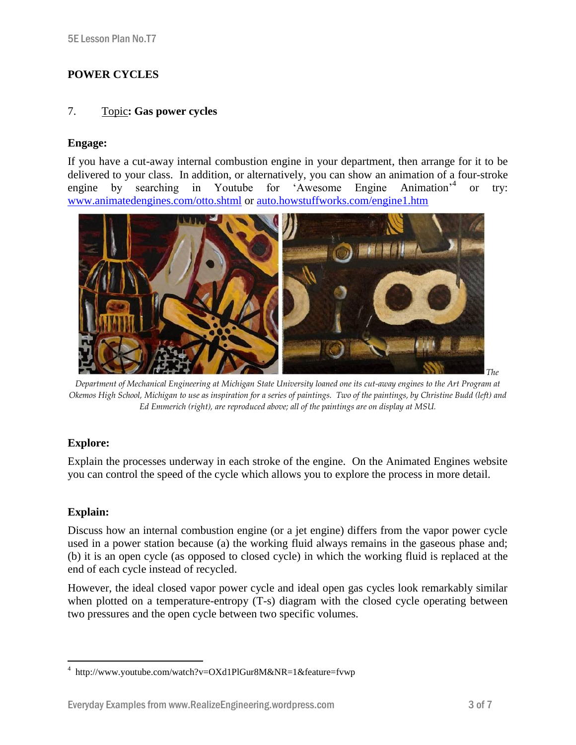# POWER CYCLES

## 7. Topic: Gas power cycles

**Engage:**

If you have a cut-away internal combustion engine in your department, then arrange for it to be delivered to your class. In addition, or alternatively, you can show an animation of a four-stroke engine by searching in Youtube for 'Awesome Engine Animation'[4] or try: www.animatedengines.com/otto.shtml or auto.howstuffworks.com/engine1.htm

*The Department of Mechanical Engineering at Michigan State University loaned one its cut-away engines to the Art Program at Okemos High School, Michigan to use as inspiration for a series of paintings. Two of the paintings, by Christine Budd (left) and Ed Emmerich (right), are reproduced above; all of the paintings are on display at MSU.*

**Explore:**

Explain the processes underway in each stroke of the engine. On the Animated Engines website you can control the speed of the cycle which allows you to explore the process in more detail.

**Explain:**

Discuss how an internal combustion engine (or a jet engine) differs from the vapor power cycle used in a power station because (a) the working fluid always remains in the gaseous phase and; (b) it is an open cycle (as opposed to closed cycle) in which the working fluid is replaced at the end of each cycle instead of recycled.

However, the ideal closed vapor power cycle and ideal open gas cycles look remarkably similar when plotted on a temperature-entropy (T-s) diagram with the closed cycle operating between two pressures and the open cycle between two specific volumes.

---

[4] http://www.youtube.com/watch?v=OXd1PlGur8M&NR=1&feature=fvwp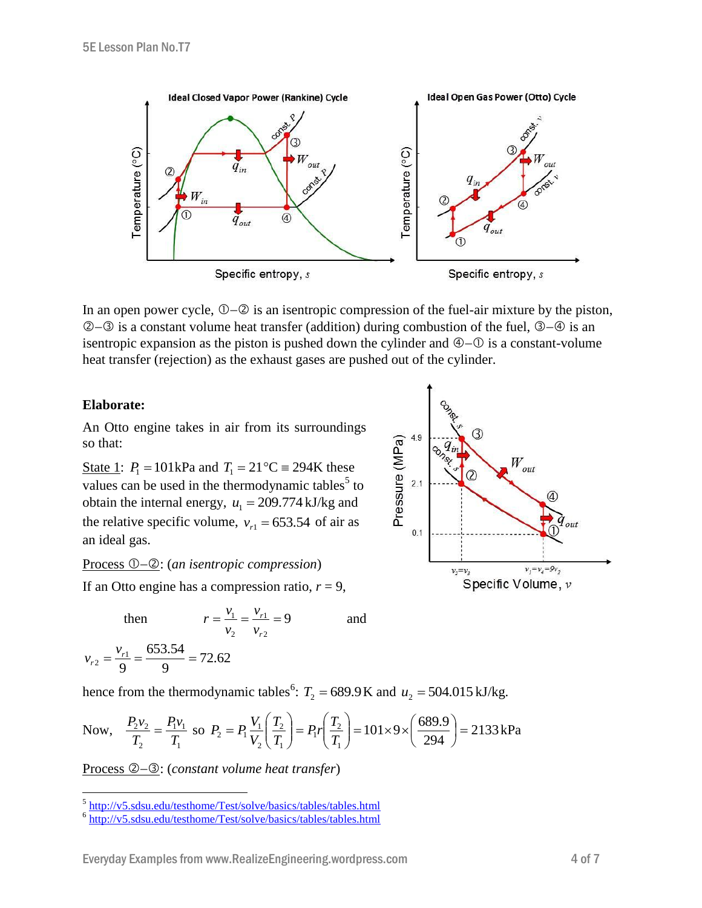In an open power cycle, ①–② is an isentropic compression of the fuel-air mixture by the piston, ②–③ is a constant volume heat transfer (addition) during combustion of the fuel, ③–④ is an isentropic expansion as the piston is pushed down the cylinder and ④–① is a constant-volume heat transfer (rejection) as the exhaust gases are pushed out of the cylinder.

**Elaborate:**

An Otto engine takes in air from its surroundings so that:

State 1: $P_1 = 101\text{kPa}$ and $T_1 = 21°\text{C} \equiv 294\text{K}$ these values can be used in the thermodynamic tables[5] to obtain the internal energy, $u_1 = 209.774\,\text{kJ/kg}$ and the relative specific volume, $v_{r1} = 653.54$ of air as an ideal gas.

Process ①–②: (*an isentropic compression*)

If an Otto engine has a compression ratio, $r = 9$,

then $$r = \frac{v_1}{v_2} = \frac{v_{r1}}{v_{r2}} = 9$$ and

$$v_{r2} = \frac{v_{r1}}{9} = \frac{653.54}{9} = 72.62$$

hence from the thermodynamic tables[6]: $T_2 = 689.9\,\text{K}$ and $u_2 = 504.015\,\text{kJ/kg}$.

Now, $$\frac{P_2 v_2}{T_2} = \frac{P_1 v_1}{T_1} \text{ so } P_2 = P_1 \frac{V_1}{V_2}\left(\frac{T_2}{T_1}\right) = P_1 r\left(\frac{T_2}{T_1}\right) = 101 \times 9 \times \left(\frac{689.9}{294}\right) = 2133\,\text{kPa}$$

Process ②–③: (*constant volume heat transfer*)

---

[5] http://v5.sdsu.edu/testhome/Test/solve/basics/tables/tables.html

[6] http://v5.sdsu.edu/testhome/Test/solve/basics/tables/tables.html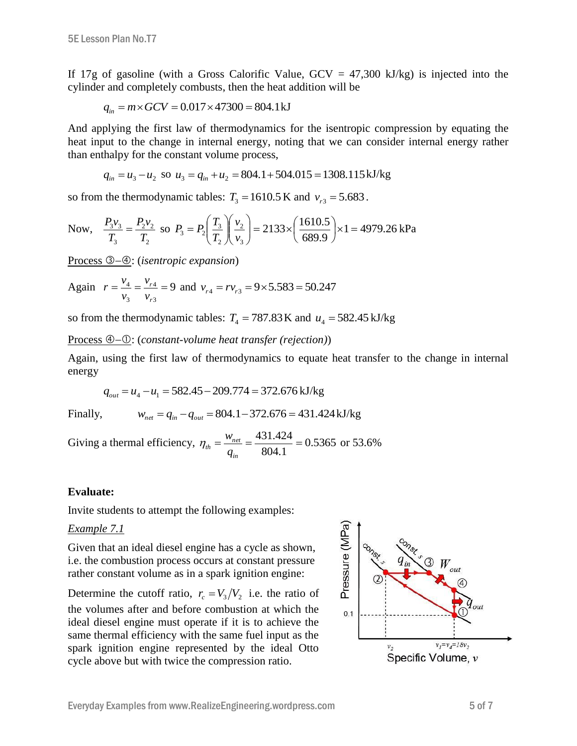If 17g of gasoline (with a Gross Calorific Value, GCV = 47,300 kJ/kg) is injected into the cylinder and completely combusts, then the heat addition will be

$$q_{in} = m \times GCV = 0.017 \times 47300 = 804.1\,\text{kJ}$$

And applying the first law of thermodynamics for the isentropic compression by equating the heat input to the change in internal energy, noting that we can consider internal energy rather than enthalpy for the constant volume process,

$$q_{in} = u_3 - u_2 \text{ so } u_3 = q_{in} + u_2 = 804.1 + 504.015 = 1308.115\,\text{kJ/kg}$$

so from the thermodynamic tables: $T_3 = 1610.5\,\text{K}$ and $v_{r3} = 5.683$.

Now, $\dfrac{P_3 v_3}{T_3} = \dfrac{P_2 v_2}{T_2}$ so $P_3 = P_2\left(\dfrac{T_3}{T_2}\right)\left(\dfrac{v_2}{v_3}\right) = 2133 \times \left(\dfrac{1610.5}{689.9}\right) \times 1 = 4979.26\,\text{kPa}$

<u>Process ③–④</u>: (*isentropic expansion*)

Again $r = \dfrac{v_4}{v_3} = \dfrac{v_{r4}}{v_{r3}} = 9$ and $v_{r4} = r v_{r3} = 9 \times 5.583 = 50.247$

so from the thermodynamic tables: $T_4 = 787.83\,\text{K}$ and $u_4 = 582.45\,\text{kJ/kg}$

<u>Process ④–①</u>: (*constant-volume heat transfer (rejection)*)

Again, using the first law of thermodynamics to equate heat transfer to the change in internal energy

$$q_{out} = u_4 - u_1 = 582.45 - 209.774 = 372.676\,\text{kJ/kg}$$

Finally, $\quad w_{net} = q_{in} - q_{out} = 804.1 - 372.676 = 431.424\,\text{kJ/kg}$

Giving a thermal efficiency, $\eta_{th} = \dfrac{w_{net}}{q_{in}} = \dfrac{431.424}{804.1} = 0.5365$ or 53.6%

**Evaluate:**

Invite students to attempt the following examples:

<u>*Example 7.1*</u>

Given that an ideal diesel engine has a cycle as shown, i.e. the combustion process occurs at constant pressure rather constant volume as in a spark ignition engine:

Determine the cutoff ratio, $r_c = V_3/V_2$ i.e. the ratio of the volumes after and before combustion at which the ideal diesel engine must operate if it is to achieve the same thermal efficiency with the same fuel input as the spark ignition engine represented by the ideal Otto cycle above but with twice the compression ratio.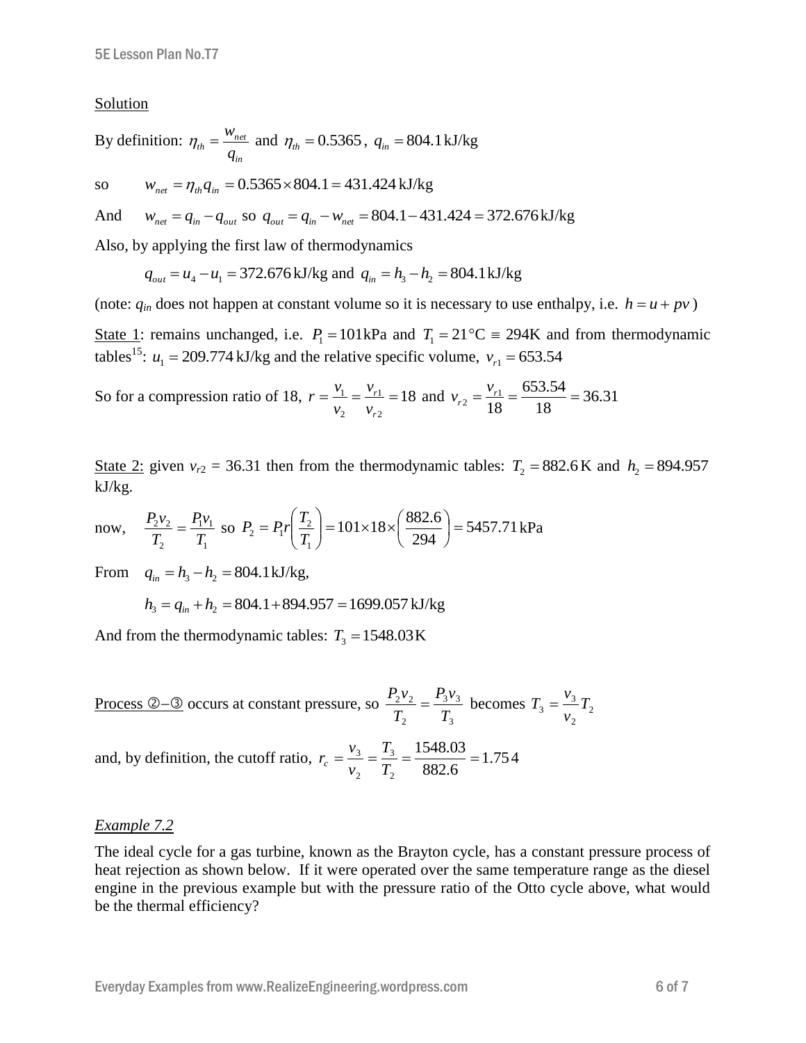<u>Solution</u>

By definition: $\eta_{th} = \dfrac{w_{net}}{q_{in}}$ and $\eta_{th} = 0.5365$, $q_{in} = 804.1\,\text{kJ/kg}$

so $\quad w_{net} = \eta_{th} q_{in} = 0.5365 \times 804.1 = 431.424\,\text{kJ/kg}$

And $\quad w_{net} = q_{in} - q_{out}$ so $q_{out} = q_{in} - w_{net} = 804.1 - 431.424 = 372.676\,\text{kJ/kg}$

Also, by applying the first law of thermodynamics

$$q_{out} = u_4 - u_1 = 372.676\,\text{kJ/kg} \text{ and } q_{in} = h_3 - h_2 = 804.1\,\text{kJ/kg}$$

(note: $q_{in}$ does not happen at constant volume so it is necessary to use enthalpy, i.e. $h = u + pv$)

<u>State 1</u>: remains unchanged, i.e. $P_1 = 101\text{kPa}$ and $T_1 = 21°\text{C} \equiv 294\text{K}$ and from thermodynamic tables[15]: $u_1 = 209.774\,\text{kJ/kg}$ and the relative specific volume, $v_{r1} = 653.54$

So for a compression ratio of 18, $r = \dfrac{v_1}{v_2} = \dfrac{v_{r1}}{v_{r2}} = 18$ and $v_{r2} = \dfrac{v_{r1}}{18} = \dfrac{653.54}{18} = 36.31$

<u>State 2:</u> given $v_{r2} = 36.31$ then from the thermodynamic tables: $T_2 = 882.6\,\text{K}$ and $h_2 = 894.957$ kJ/kg.

now, $\quad \dfrac{P_2 v_2}{T_2} = \dfrac{P_1 v_1}{T_1}$ so $P_2 = P_1 r\left(\dfrac{T_2}{T_1}\right) = 101 \times 18 \times \left(\dfrac{882.6}{294}\right) = 5457.71\,\text{kPa}$

From $\quad q_{in} = h_3 - h_2 = 804.1\,\text{kJ/kg}$,

$$h_3 = q_{in} + h_2 = 804.1 + 894.957 = 1699.057\,\text{kJ/kg}$$

And from the thermodynamic tables: $T_3 = 1548.03\,\text{K}$

<u>Process ②–③</u> occurs at constant pressure, so $\dfrac{P_2 v_2}{T_2} = \dfrac{P_3 v_3}{T_3}$ becomes $T_3 = \dfrac{v_3}{v_2} T_2$

and, by definition, the cutoff ratio, $r_c = \dfrac{v_3}{v_2} = \dfrac{T_3}{T_2} = \dfrac{1548.03}{882.6} = 1.754$

*<u>Example 7.2</u>*

The ideal cycle for a gas turbine, known as the Brayton cycle, has a constant pressure process of heat rejection as shown below. If it were operated over the same temperature range as the diesel engine in the previous example but with the pressure ratio of the Otto cycle above, what would be the thermal efficiency?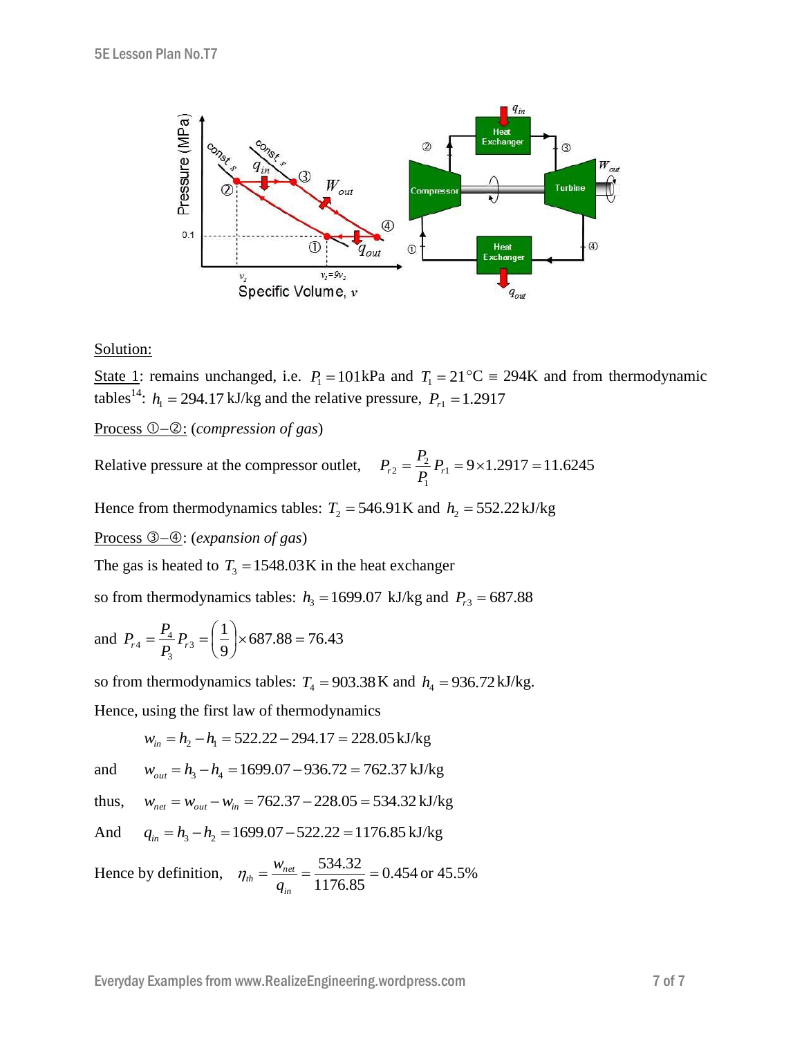Pressure (MPa)

const s

const s

$q_{in}$

② ③

$W_{out}$

④

0.1

① $q_{out}$

$v_2$ $v_1 = 9v_2$

Specific Volume, $v$

$q_{in}$

Heat Exchanger

② ③

Compressor

Turbine

$W_{out}$

① ④

Heat Exchanger

$q_{out}$

Solution:

State 1: remains unchanged, i.e. $P_1 = 101\text{kPa}$ and $T_1 = 21°\text{C} \equiv 294\text{K}$ and from thermodynamic tables[14]: $h_1 = 294.17\,\text{kJ/kg}$ and the relative pressure, $P_{r1} = 1.2917$

Process ①–②: (*compression of gas*)

Relative pressure at the compressor outlet, $P_{r2} = \dfrac{P_2}{P_1} P_{r1} = 9 \times 1.2917 = 11.6245$

Hence from thermodynamics tables: $T_2 = 546.91\,\text{K}$ and $h_2 = 552.22\,\text{kJ/kg}$

Process ③–④: (*expansion of gas*)

The gas is heated to $T_3 = 1548.03\,\text{K}$ in the heat exchanger

so from thermodynamics tables: $h_3 = 1699.07$ kJ/kg and $P_{r3} = 687.88$

and $P_{r4} = \dfrac{P_4}{P_3} P_{r3} = \left(\dfrac{1}{9}\right) \times 687.88 = 76.43$

so from thermodynamics tables: $T_4 = 903.38\,\text{K}$ and $h_4 = 936.72\,\text{kJ/kg}$.

Hence, using the first law of thermodynamics

$$w_{in} = h_2 - h_1 = 522.22 - 294.17 = 228.05\,\text{kJ/kg}$$

and $$w_{out} = h_3 - h_4 = 1699.07 - 936.72 = 762.37\,\text{kJ/kg}$$

thus, $$w_{net} = w_{out} - w_{in} = 762.37 - 228.05 = 534.32\,\text{kJ/kg}$$

And $$q_{in} = h_3 - h_2 = 1699.07 - 522.22 = 1176.85\,\text{kJ/kg}$$

Hence by definition, $\eta_{th} = \dfrac{w_{net}}{q_{in}} = \dfrac{534.32}{1176.85} = 0.454$ or 45.5%